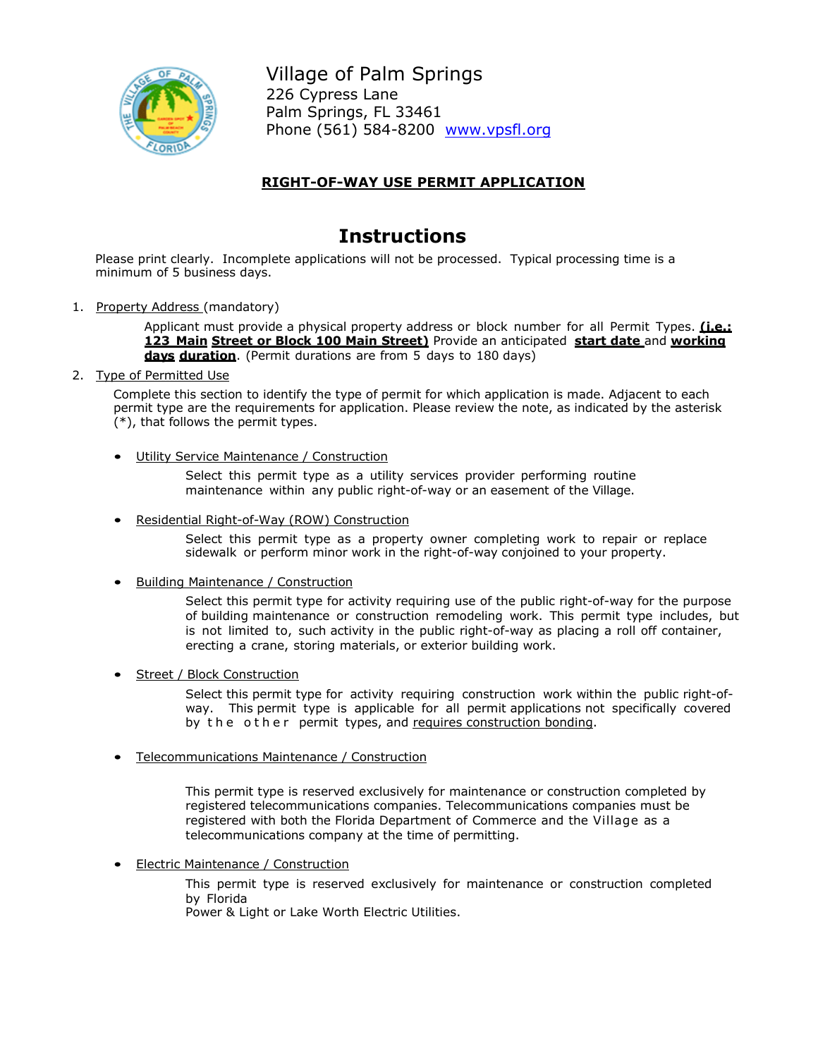Village of Palm Springs
226 Cypress Lane
Palm Springs, FL 33461
Phone (561) 584-8200 www.vpsfl.org

**RIGHT-OF-WAY USE PERMIT APPLICATION**

# Instructions

Please print clearly. Incomplete applications will not be processed. Typical processing time is a minimum of 5 business days.

1. Property Address (mandatory)

   Applicant must provide a physical property address or block number for all Permit Types. **(i.e.: 123 Main Street or Block 100 Main Street)** Provide an anticipated **start date** and **working days duration**. (Permit durations are from 5 days to 180 days)

2. Type of Permitted Use

   Complete this section to identify the type of permit for which application is made. Adjacent to each permit type are the requirements for application. Please review the note, as indicated by the asterisk (*), that follows the permit types.

   - Utility Service Maintenance / Construction

     Select this permit type as a utility services provider performing routine maintenance within any public right-of-way or an easement of the Village.

   - Residential Right-of-Way (ROW) Construction

     Select this permit type as a property owner completing work to repair or replace sidewalk or perform minor work in the right-of-way conjoined to your property.

   - Building Maintenance / Construction

     Select this permit type for activity requiring use of the public right-of-way for the purpose of building maintenance or construction remodeling work. This permit type includes, but is not limited to, such activity in the public right-of-way as placing a roll off container, erecting a crane, storing materials, or exterior building work.

   - Street / Block Construction

     Select this permit type for activity requiring construction work within the public right-of-way. This permit type is applicable for all permit applications not specifically covered by the other permit types, and requires construction bonding.

   - Telecommunications Maintenance / Construction

     This permit type is reserved exclusively for maintenance or construction completed by registered telecommunications companies. Telecommunications companies must be registered with both the Florida Department of Commerce and the Village as a telecommunications company at the time of permitting.

   - Electric Maintenance / Construction

     This permit type is reserved exclusively for maintenance or construction completed by Florida Power & Light or Lake Worth Electric Utilities.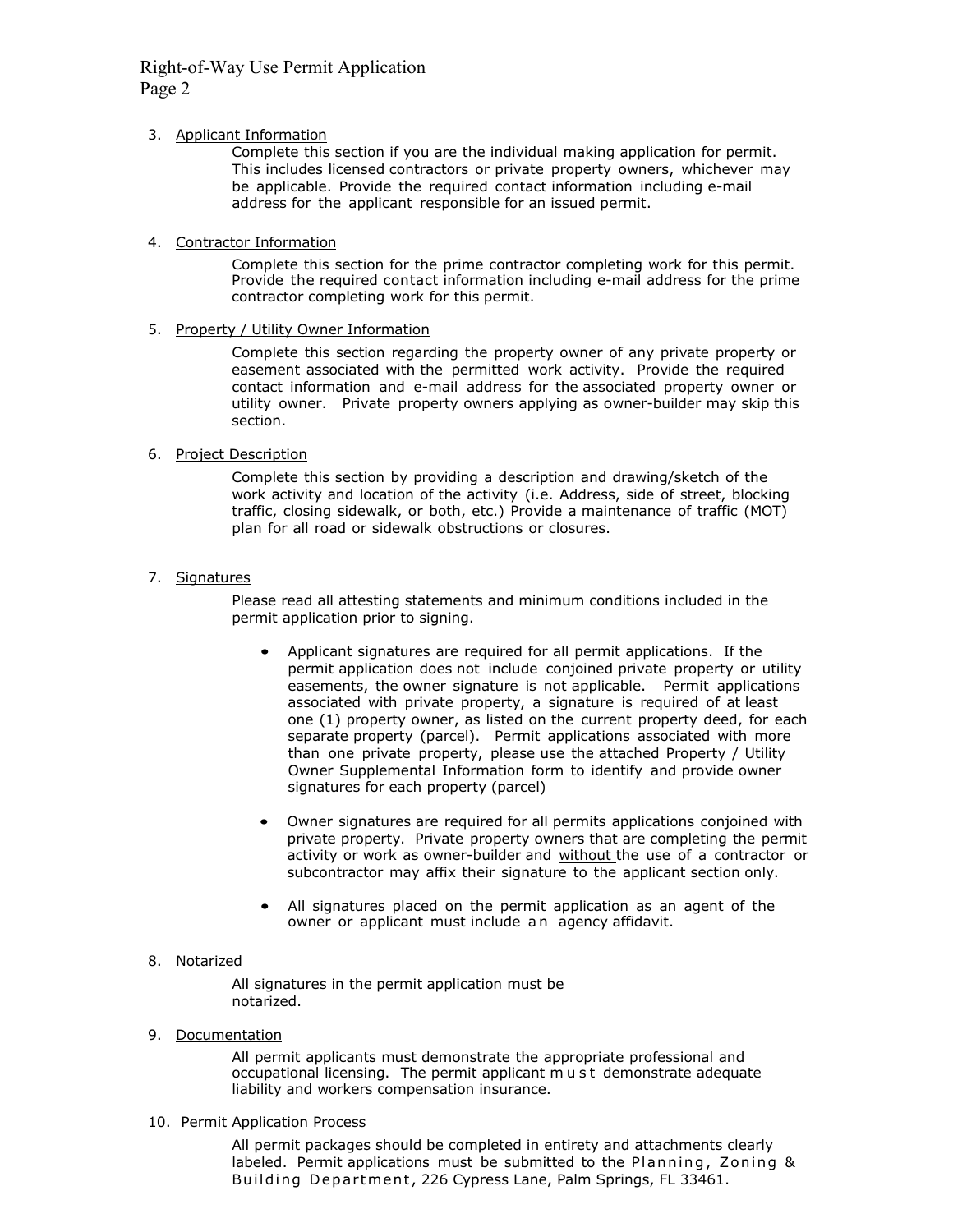3. <u>Applicant Information</u>

   Complete this section if you are the individual making application for permit. This includes licensed contractors or private property owners, whichever may be applicable. Provide the required contact information including e-mail address for the applicant responsible for an issued permit.

4. <u>Contractor Information</u>

   Complete this section for the prime contractor completing work for this permit. Provide the required contact information including e-mail address for the prime contractor completing work for this permit.

5. <u>Property / Utility Owner Information</u>

   Complete this section regarding the property owner of any private property or easement associated with the permitted work activity. Provide the required contact information and e-mail address for the associated property owner or utility owner. Private property owners applying as owner-builder may skip this section.

6. <u>Project Description</u>

   Complete this section by providing a description and drawing/sketch of the work activity and location of the activity (i.e. Address, side of street, blocking traffic, closing sidewalk, or both, etc.) Provide a maintenance of traffic (MOT) plan for all road or sidewalk obstructions or closures.

7. <u>Signatures</u>

   Please read all attesting statements and minimum conditions included in the permit application prior to signing.

   - Applicant signatures are required for all permit applications. If the permit application does not include conjoined private property or utility easements, the owner signature is not applicable. Permit applications associated with private property, a signature is required of at least one (1) property owner, as listed on the current property deed, for each separate property (parcel). Permit applications associated with more than one private property, please use the attached Property / Utility Owner Supplemental Information form to identify and provide owner signatures for each property (parcel)

   - Owner signatures are required for all permits applications conjoined with private property. Private property owners that are completing the permit activity or work as owner-builder and <u>without</u> the use of a contractor or subcontractor may affix their signature to the applicant section only.

   - All signatures placed on the permit application as an agent of the owner or applicant must include an agency affidavit.

8. <u>Notarized</u>

   All signatures in the permit application must be notarized.

9. <u>Documentation</u>

   All permit applicants must demonstrate the appropriate professional and occupational licensing. The permit applicant must demonstrate adequate liability and workers compensation insurance.

10. <u>Permit Application Process</u>

    All permit packages should be completed in entirety and attachments clearly labeled. Permit applications must be submitted to the Planning, Zoning & Building Department, 226 Cypress Lane, Palm Springs, FL 33461.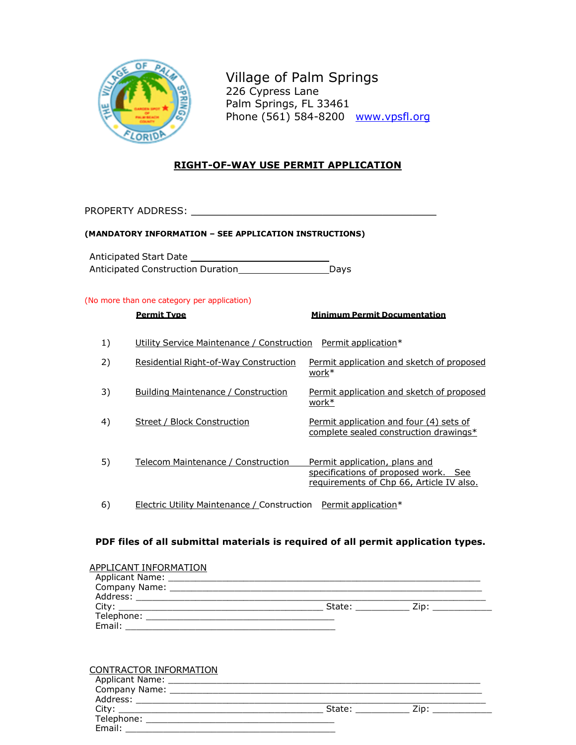Village of Palm Springs
226 Cypress Lane
Palm Springs, FL 33461
Phone (561) 584-8200 www.vpsfl.org

# RIGHT-OF-WAY USE PERMIT APPLICATION

PROPERTY ADDRESS: ________________________________________

**(MANDATORY INFORMATION – SEE APPLICATION INSTRUCTIONS)**

Anticipated Start Date ________________________
Anticipated Construction Duration________________Days

(No more than one category per application)

| | Permit Type | Minimum Permit Documentation |
|---|---|---|
| 1) | Utility Service Maintenance / Construction | Permit application* |
| 2) | Residential Right-of-Way Construction | Permit application and sketch of proposed work* |
| 3) | Building Maintenance / Construction | Permit application and sketch of proposed work* |
| 4) | Street / Block Construction | Permit application and four (4) sets of complete sealed construction drawings* |
| 5) | Telecom Maintenance / Construction | Permit application, plans and specifications of proposed work. See requirements of Chp 66, Article IV also. |
| 6) | Electric Utility Maintenance / Construction | Permit application* |

**PDF files of all submittal materials is required of all permit application types.**

APPLICANT INFORMATION
Applicant Name: ____________________________________________________
Company Name: ____________________________________________________
Address: ________________________________________________________
City: ____________________________________ State: __________ Zip: ___________
Telephone: ___________________________________
Email: ______________________________________

CONTRACTOR INFORMATION
Applicant Name: ____________________________________________________
Company Name: ____________________________________________________
Address: ________________________________________________________
City: ____________________________________ State: __________ Zip: ___________
Telephone: ___________________________________
Email: ______________________________________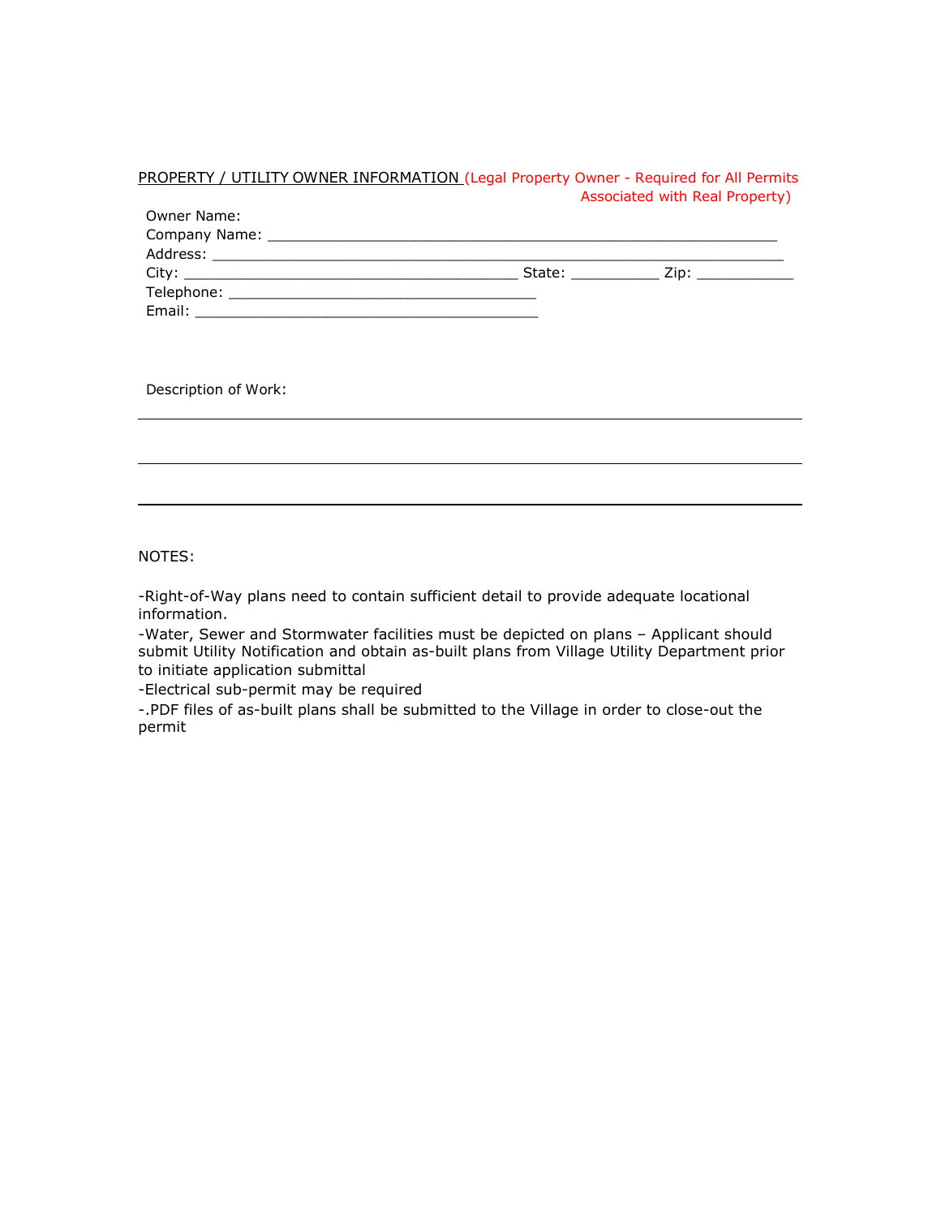PROPERTY / UTILITY OWNER INFORMATION (Legal Property Owner - Required for All Permits Associated with Real Property)

Owner Name:
Company Name: ___________________________________________________________
Address: ________________________________________________________________
City: _____________________________________ State: __________ Zip: ___________
Telephone: ___________________________________
Email: ________________________________________

Description of Work:

_______________________________________________________________________________

_______________________________________________________________________________

_______________________________________________________________________________

NOTES:

-Right-of-Way plans need to contain sufficient detail to provide adequate locational information.
-Water, Sewer and Stormwater facilities must be depicted on plans – Applicant should submit Utility Notification and obtain as-built plans from Village Utility Department prior to initiate application submittal
-Electrical sub-permit may be required
-.PDF files of as-built plans shall be submitted to the Village in order to close-out the permit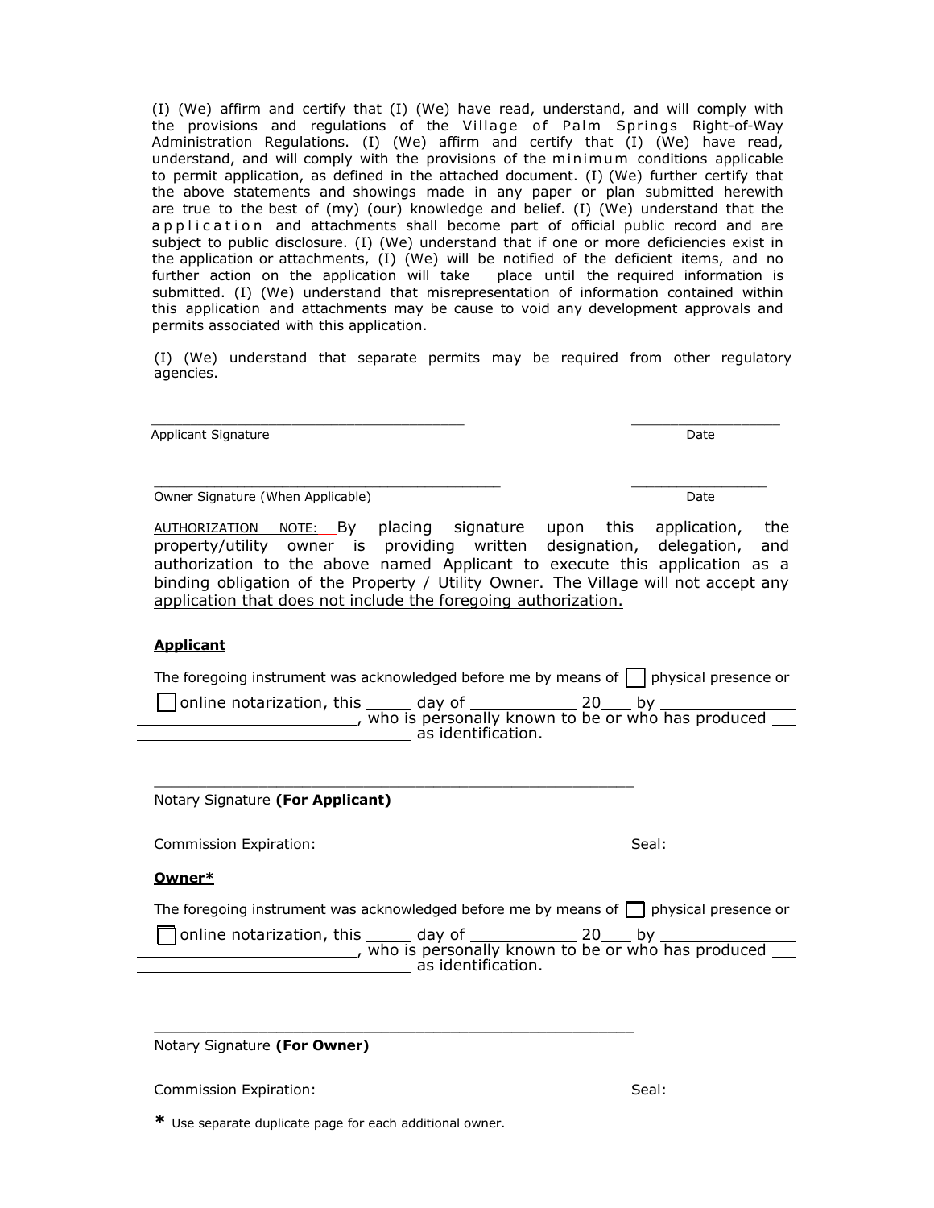(I) (We) affirm and certify that (I) (We) have read, understand, and will comply with the provisions and regulations of the Village of Palm Springs Right-of-Way Administration Regulations. (I) (We) affirm and certify that (I) (We) have read, understand, and will comply with the provisions of the minimum conditions applicable to permit application, as defined in the attached document. (I) (We) further certify that the above statements and showings made in any paper or plan submitted herewith are true to the best of (my) (our) knowledge and belief. (I) (We) understand that the application and attachments shall become part of official public record and are subject to public disclosure. (I) (We) understand that if one or more deficiencies exist in the application or attachments, (I) (We) will be notified of the deficient items, and no further action on the application will take place until the required information is submitted. (I) (We) understand that misrepresentation of information contained within this application and attachments may be cause to void any development approvals and permits associated with this application.

(I) (We) understand that separate permits may be required from other regulatory agencies.

_____________________________________ ____________________

Applicant Signature Date

_____________________________________ ____________________

Owner Signature (When Applicable) Date

<u>AUTHORIZATION NOTE:</u> By placing signature upon this application, the property/utility owner is providing written designation, delegation, and authorization to the above named Applicant to execute this application as a binding obligation of the Property / Utility Owner. <u>The Village will not accept any application that does not include the foregoing authorization.</u>

**<u>Applicant</u>**

The foregoing instrument was acknowledged before me by means of ☐ physical presence or ☐ online notarization, this _____ day of ___________ 20___ by ___________________________________, who is personally known to be or who has produced ______________________________ as identification.

_____________________________________________________

Notary Signature **(For Applicant)**

Commission Expiration: Seal:

**<u>Owner*</u>**

The foregoing instrument was acknowledged before me by means of ☐ physical presence or ☐ online notarization, this _____ day of ___________ 20___ by ___________________________________, who is personally known to be or who has produced ______________________________ as identification.

_____________________________________________________

Notary Signature **(For Owner)**

Commission Expiration: Seal:

**\*** Use separate duplicate page for each additional owner.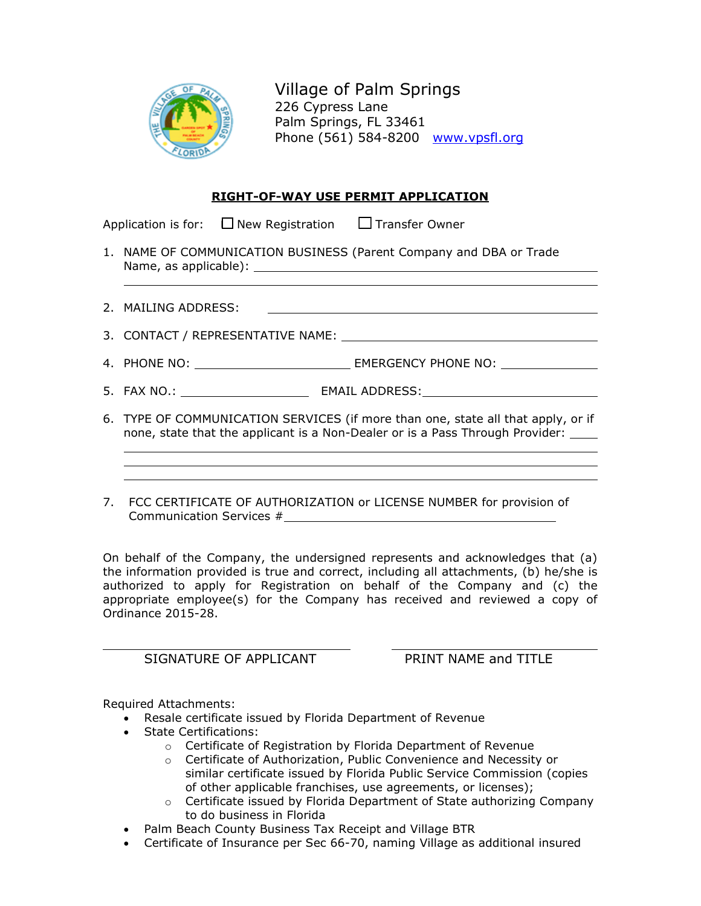Village of Palm Springs
226 Cypress Lane
Palm Springs, FL 33461
Phone (561) 584-8200 www.vpsfl.org

## RIGHT-OF-WAY USE PERMIT APPLICATION

Application is for: ☐ New Registration ☐ Transfer Owner

1. NAME OF COMMUNICATION BUSINESS (Parent Company and DBA or Trade Name, as applicable): ______________________________________________
______________________________________________

2. MAILING ADDRESS: ______________________________________________

3. CONTACT / REPRESENTATIVE NAME: ______________________________________________

4. PHONE NO: ______________________ EMERGENCY PHONE NO: ______________

5. FAX NO.: __________________ EMAIL ADDRESS: ________________________

6. TYPE OF COMMUNICATION SERVICES (if more than one, state all that apply, or if none, state that the applicant is a Non-Dealer or is a Pass Through Provider: ____
______________________________________________
______________________________________________
______________________________________________

7. FCC CERTIFICATE OF AUTHORIZATION or LICENSE NUMBER for provision of Communication Services #________________________________________

On behalf of the Company, the undersigned represents and acknowledges that (a) the information provided is true and correct, including all attachments, (b) he/she is authorized to apply for Registration on behalf of the Company and (c) the appropriate employee(s) for the Company has received and reviewed a copy of Ordinance 2015-28.

______________________________ ______________________________
SIGNATURE OF APPLICANT PRINT NAME and TITLE

Required Attachments:

- Resale certificate issued by Florida Department of Revenue
- State Certifications:
  - Certificate of Registration by Florida Department of Revenue
  - Certificate of Authorization, Public Convenience and Necessity or similar certificate issued by Florida Public Service Commission (copies of other applicable franchises, use agreements, or licenses);
  - Certificate issued by Florida Department of State authorizing Company to do business in Florida
- Palm Beach County Business Tax Receipt and Village BTR
- Certificate of Insurance per Sec 66-70, naming Village as additional insured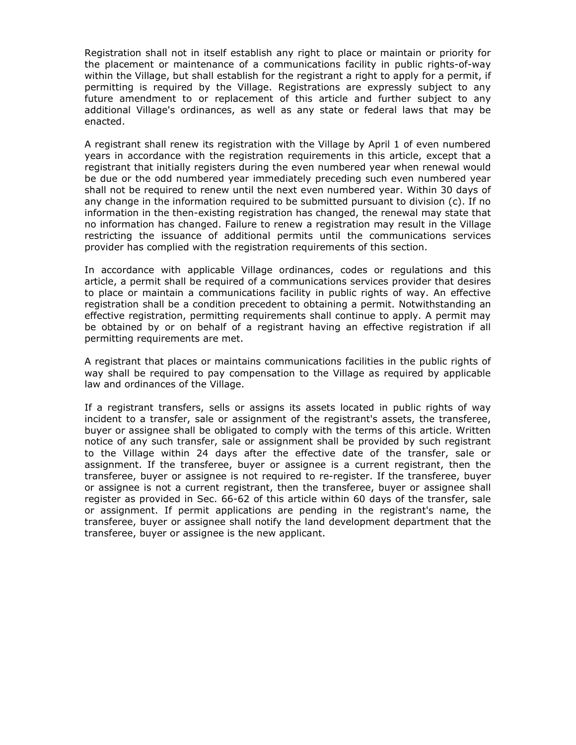Registration shall not in itself establish any right to place or maintain or priority for the placement or maintenance of a communications facility in public rights-of-way within the Village, but shall establish for the registrant a right to apply for a permit, if permitting is required by the Village. Registrations are expressly subject to any future amendment to or replacement of this article and further subject to any additional Village's ordinances, as well as any state or federal laws that may be enacted.

A registrant shall renew its registration with the Village by April 1 of even numbered years in accordance with the registration requirements in this article, except that a registrant that initially registers during the even numbered year when renewal would be due or the odd numbered year immediately preceding such even numbered year shall not be required to renew until the next even numbered year. Within 30 days of any change in the information required to be submitted pursuant to division (c). If no information in the then-existing registration has changed, the renewal may state that no information has changed. Failure to renew a registration may result in the Village restricting the issuance of additional permits until the communications services provider has complied with the registration requirements of this section.

In accordance with applicable Village ordinances, codes or regulations and this article, a permit shall be required of a communications services provider that desires to place or maintain a communications facility in public rights of way. An effective registration shall be a condition precedent to obtaining a permit. Notwithstanding an effective registration, permitting requirements shall continue to apply. A permit may be obtained by or on behalf of a registrant having an effective registration if all permitting requirements are met.

A registrant that places or maintains communications facilities in the public rights of way shall be required to pay compensation to the Village as required by applicable law and ordinances of the Village.

If a registrant transfers, sells or assigns its assets located in public rights of way incident to a transfer, sale or assignment of the registrant's assets, the transferee, buyer or assignee shall be obligated to comply with the terms of this article. Written notice of any such transfer, sale or assignment shall be provided by such registrant to the Village within 24 days after the effective date of the transfer, sale or assignment. If the transferee, buyer or assignee is a current registrant, then the transferee, buyer or assignee is not required to re-register. If the transferee, buyer or assignee is not a current registrant, then the transferee, buyer or assignee shall register as provided in Sec. 66-62 of this article within 60 days of the transfer, sale or assignment. If permit applications are pending in the registrant's name, the transferee, buyer or assignee shall notify the land development department that the transferee, buyer or assignee is the new applicant.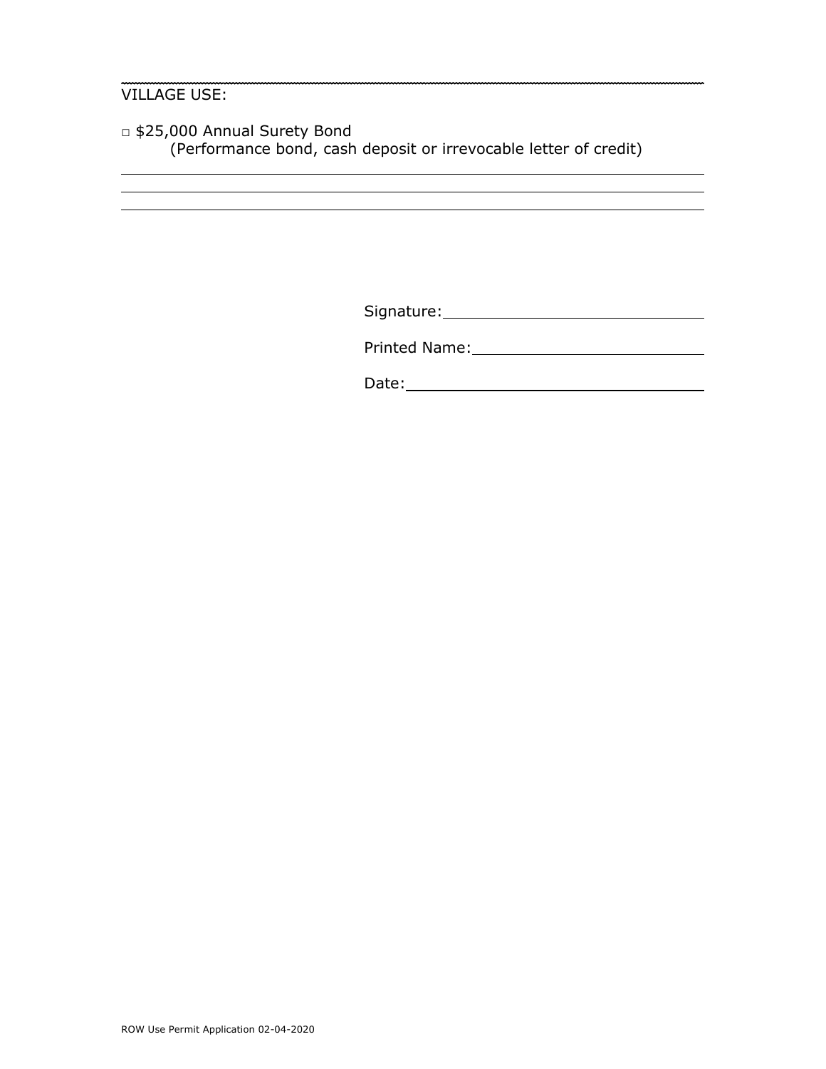VILLAGE USE:

□ $25,000 Annual Surety Bond
(Performance bond, cash deposit or irrevocable letter of credit)

Signature: ______________________________

Printed Name: ___________________________

Date: _________________________________